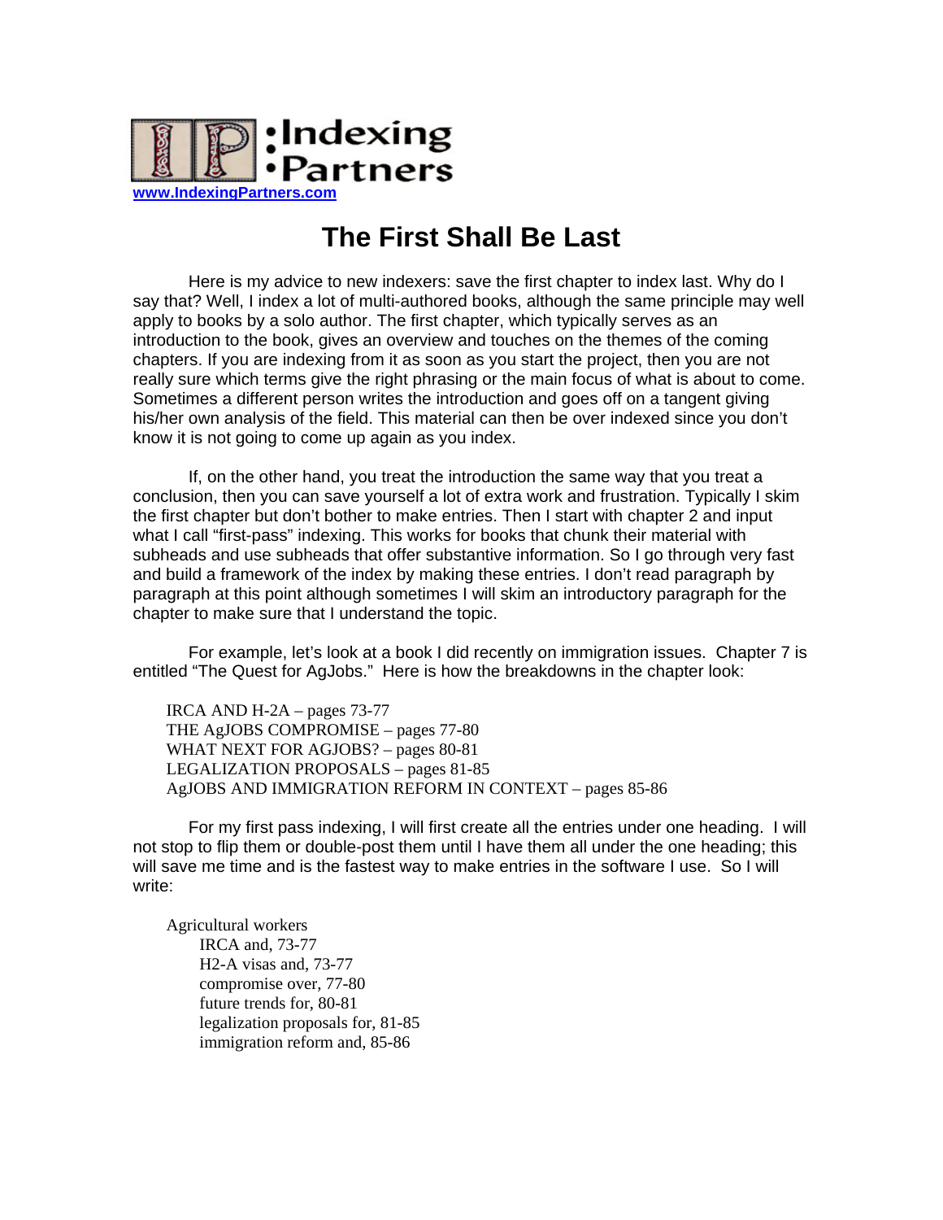:Indexing
•Partners

www.IndexingPartners.com

# The First Shall Be Last

Here is my advice to new indexers: save the first chapter to index last. Why do I say that? Well, I index a lot of multi-authored books, although the same principle may well apply to books by a solo author. The first chapter, which typically serves as an introduction to the book, gives an overview and touches on the themes of the coming chapters. If you are indexing from it as soon as you start the project, then you are not really sure which terms give the right phrasing or the main focus of what is about to come. Sometimes a different person writes the introduction and goes off on a tangent giving his/her own analysis of the field. This material can then be over indexed since you don't know it is not going to come up again as you index.

If, on the other hand, you treat the introduction the same way that you treat a conclusion, then you can save yourself a lot of extra work and frustration. Typically I skim the first chapter but don't bother to make entries. Then I start with chapter 2 and input what I call "first-pass" indexing. This works for books that chunk their material with subheads and use subheads that offer substantive information. So I go through very fast and build a framework of the index by making these entries. I don't read paragraph by paragraph at this point although sometimes I will skim an introductory paragraph for the chapter to make sure that I understand the topic.

For example, let's look at a book I did recently on immigration issues. Chapter 7 is entitled "The Quest for AgJobs." Here is how the breakdowns in the chapter look:

IRCA AND H-2A – pages 73-77
THE AgJOBS COMPROMISE – pages 77-80
WHAT NEXT FOR AGJOBS? – pages 80-81
LEGALIZATION PROPOSALS – pages 81-85
AgJOBS AND IMMIGRATION REFORM IN CONTEXT – pages 85-86

For my first pass indexing, I will first create all the entries under one heading. I will not stop to flip them or double-post them until I have them all under the one heading; this will save me time and is the fastest way to make entries in the software I use. So I will write:

Agricultural workers
- IRCA and, 73-77
- H2-A visas and, 73-77
- compromise over, 77-80
- future trends for, 80-81
- legalization proposals for, 81-85
- immigration reform and, 85-86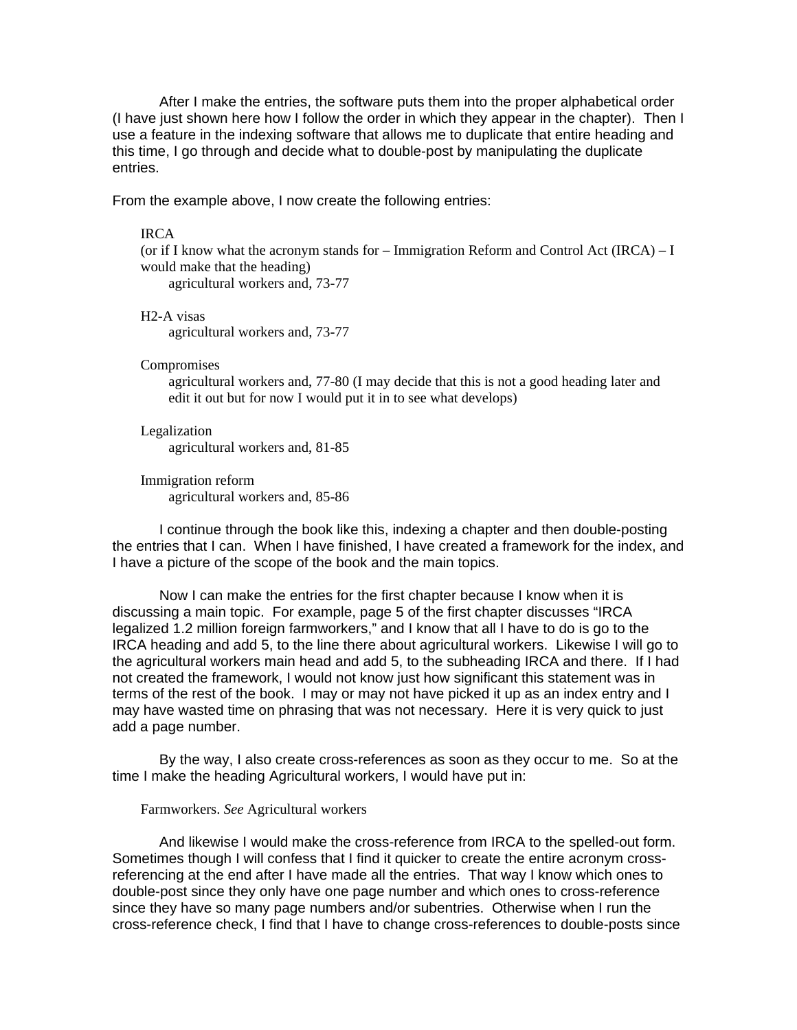After I make the entries, the software puts them into the proper alphabetical order (I have just shown here how I follow the order in which they appear in the chapter). Then I use a feature in the indexing software that allows me to duplicate that entire heading and this time, I go through and decide what to double-post by manipulating the duplicate entries.

From the example above, I now create the following entries:

> IRCA
> (or if I know what the acronym stands for – Immigration Reform and Control Act (IRCA) – I would make that the heading)
>     agricultural workers and, 73-77
>
> H2-A visas
>     agricultural workers and, 73-77
>
> Compromises
>     agricultural workers and, 77-80 (I may decide that this is not a good heading later and edit it out but for now I would put it in to see what develops)
>
> Legalization
>     agricultural workers and, 81-85
>
> Immigration reform
>     agricultural workers and, 85-86

I continue through the book like this, indexing a chapter and then double-posting the entries that I can. When I have finished, I have created a framework for the index, and I have a picture of the scope of the book and the main topics.

Now I can make the entries for the first chapter because I know when it is discussing a main topic. For example, page 5 of the first chapter discusses "IRCA legalized 1.2 million foreign farmworkers," and I know that all I have to do is go to the IRCA heading and add 5, to the line there about agricultural workers. Likewise I will go to the agricultural workers main head and add 5, to the subheading IRCA and there. If I had not created the framework, I would not know just how significant this statement was in terms of the rest of the book. I may or may not have picked it up as an index entry and I may have wasted time on phrasing that was not necessary. Here it is very quick to just add a page number.

By the way, I also create cross-references as soon as they occur to me. So at the time I make the heading Agricultural workers, I would have put in:

> Farmworkers. *See* Agricultural workers

And likewise I would make the cross-reference from IRCA to the spelled-out form. Sometimes though I will confess that I find it quicker to create the entire acronym cross-referencing at the end after I have made all the entries. That way I know which ones to double-post since they only have one page number and which ones to cross-reference since they have so many page numbers and/or subentries. Otherwise when I run the cross-reference check, I find that I have to change cross-references to double-posts since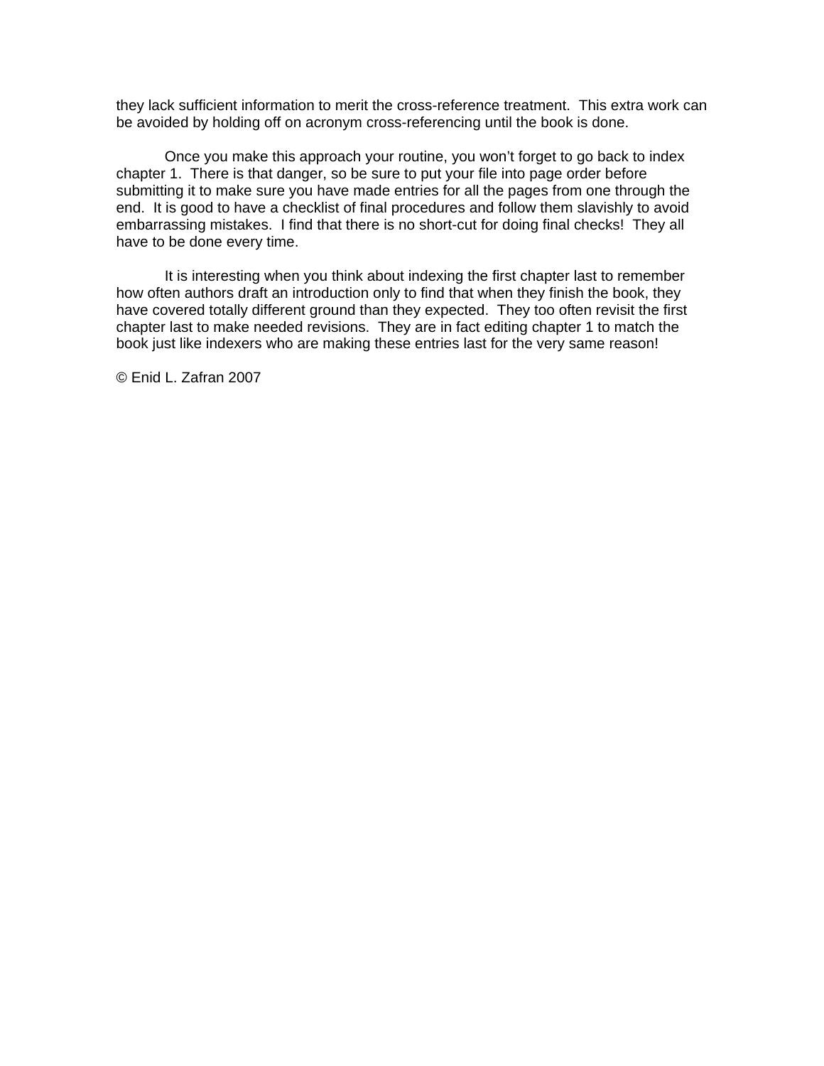they lack sufficient information to merit the cross-reference treatment. This extra work can be avoided by holding off on acronym cross-referencing until the book is done.

Once you make this approach your routine, you won't forget to go back to index chapter 1. There is that danger, so be sure to put your file into page order before submitting it to make sure you have made entries for all the pages from one through the end. It is good to have a checklist of final procedures and follow them slavishly to avoid embarrassing mistakes. I find that there is no short-cut for doing final checks! They all have to be done every time.

It is interesting when you think about indexing the first chapter last to remember how often authors draft an introduction only to find that when they finish the book, they have covered totally different ground than they expected. They too often revisit the first chapter last to make needed revisions. They are in fact editing chapter 1 to match the book just like indexers who are making these entries last for the very same reason!

© Enid L. Zafran 2007